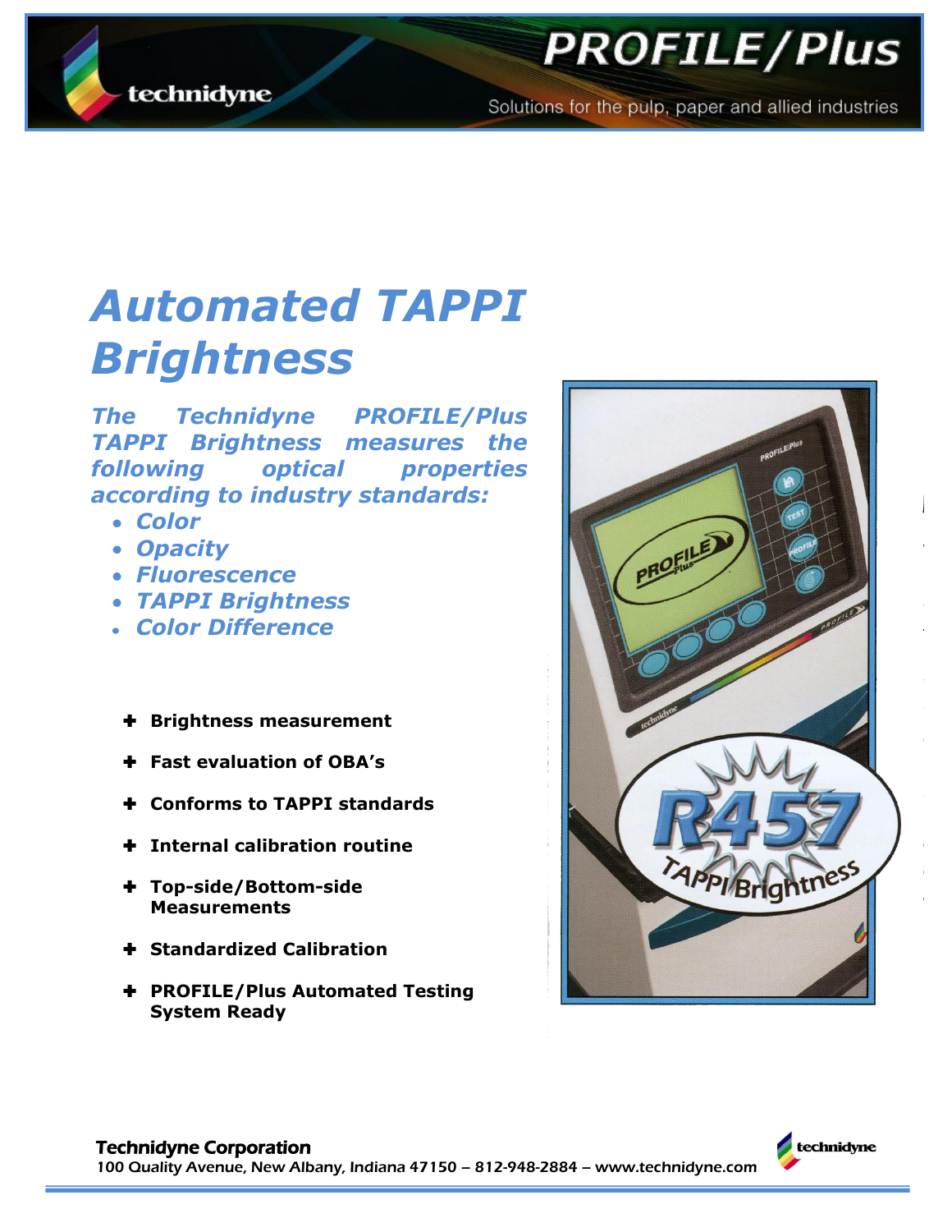# Automated TAPPI Brightness

***The Technidyne PROFILE/Plus TAPPI Brightness measures the following optical properties according to industry standards:***

- ***Color***
- ***Opacity***
- ***Fluorescence***
- ***TAPPI Brightness***
- ***Color Difference***

- **Brightness measurement**
- **Fast evaluation of OBA's**
- **Conforms to TAPPI standards**
- **Internal calibration routine**
- **Top-side/Bottom-side Measurements**
- **Standardized Calibration**
- **PROFILE/Plus Automated Testing System Ready**

**Technidyne Corporation**
100 Quality Avenue, New Albany, Indiana 47150 – 812-948-2884 – www.technidyne.com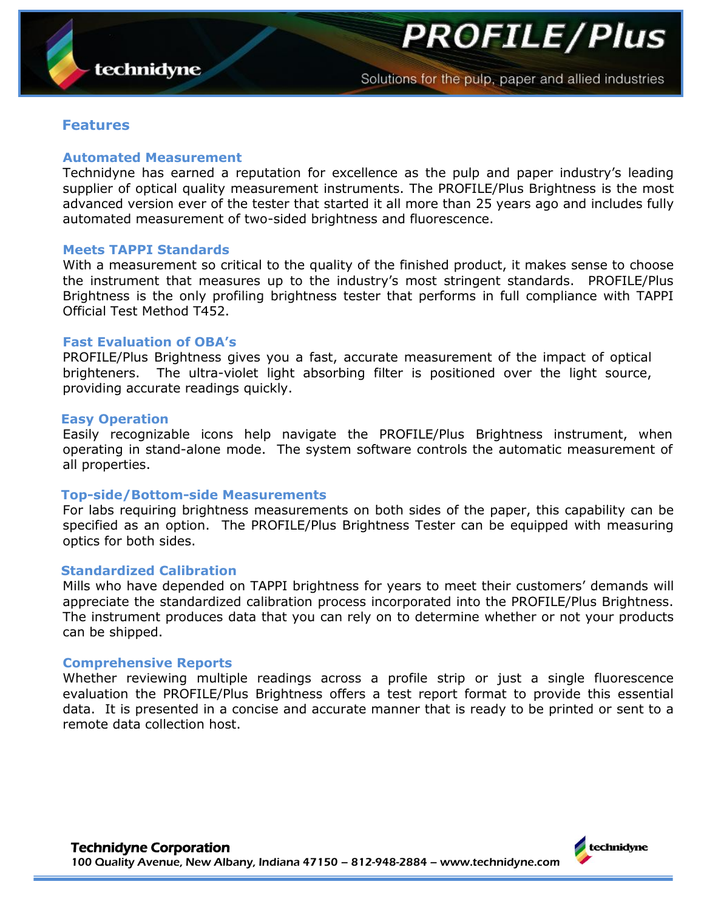## Features

### Automated Measurement

Technidyne has earned a reputation for excellence as the pulp and paper industry's leading supplier of optical quality measurement instruments. The PROFILE/Plus Brightness is the most advanced version ever of the tester that started it all more than 25 years ago and includes fully automated measurement of two-sided brightness and fluorescence.

### Meets TAPPI Standards

With a measurement so critical to the quality of the finished product, it makes sense to choose the instrument that measures up to the industry's most stringent standards. PROFILE/Plus Brightness is the only profiling brightness tester that performs in full compliance with TAPPI Official Test Method T452.

### Fast Evaluation of OBA's

PROFILE/Plus Brightness gives you a fast, accurate measurement of the impact of optical brighteners. The ultra-violet light absorbing filter is positioned over the light source, providing accurate readings quickly.

### Easy Operation

Easily recognizable icons help navigate the PROFILE/Plus Brightness instrument, when operating in stand-alone mode. The system software controls the automatic measurement of all properties.

### Top-side/Bottom-side Measurements

For labs requiring brightness measurements on both sides of the paper, this capability can be specified as an option. The PROFILE/Plus Brightness Tester can be equipped with measuring optics for both sides.

### Standardized Calibration

Mills who have depended on TAPPI brightness for years to meet their customers' demands will appreciate the standardized calibration process incorporated into the PROFILE/Plus Brightness. The instrument produces data that you can rely on to determine whether or not your products can be shipped.

### Comprehensive Reports

Whether reviewing multiple readings across a profile strip or just a single fluorescence evaluation the PROFILE/Plus Brightness offers a test report format to provide this essential data. It is presented in a concise and accurate manner that is ready to be printed or sent to a remote data collection host.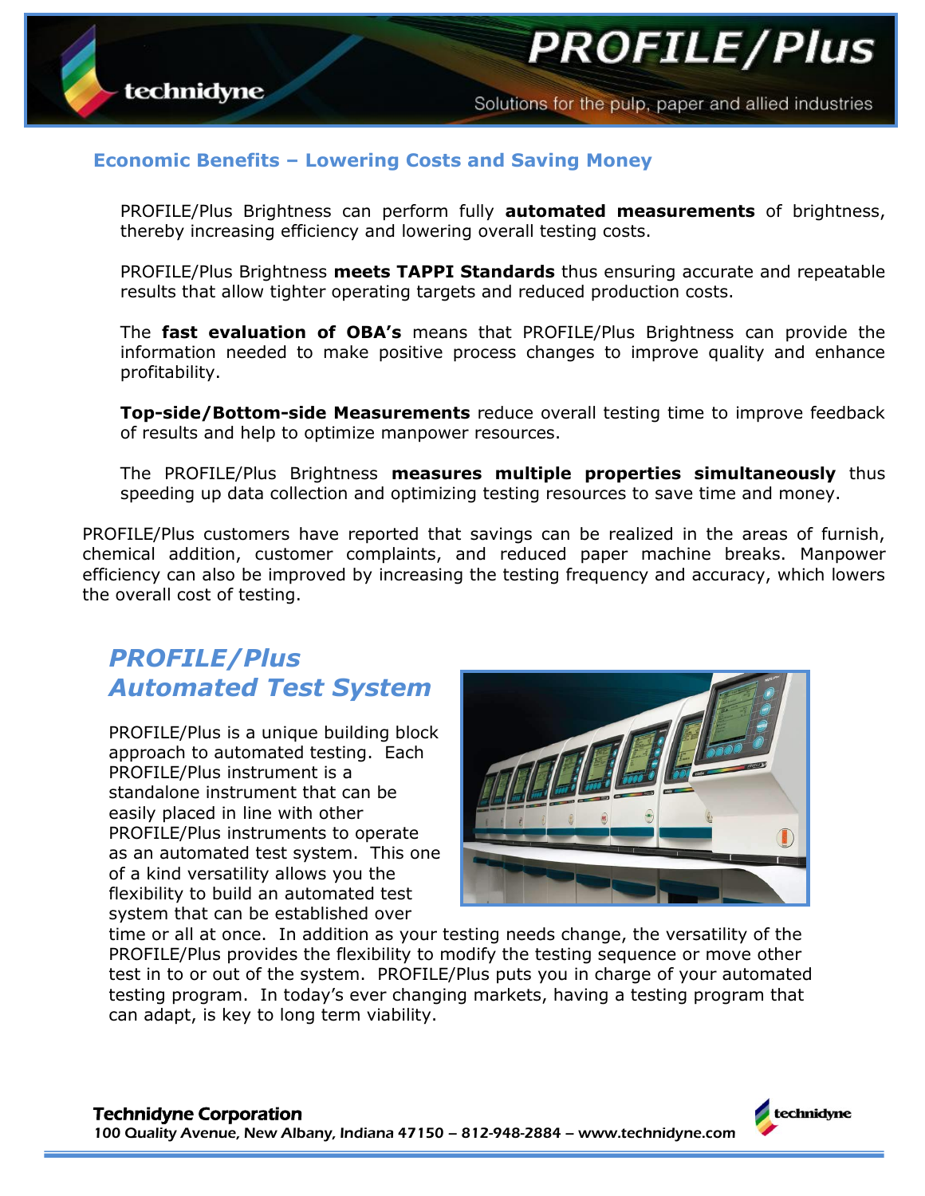## Economic Benefits – Lowering Costs and Saving Money

PROFILE/Plus Brightness can perform fully **automated measurements** of brightness, thereby increasing efficiency and lowering overall testing costs.

PROFILE/Plus Brightness **meets TAPPI Standards** thus ensuring accurate and repeatable results that allow tighter operating targets and reduced production costs.

The **fast evaluation of OBA's** means that PROFILE/Plus Brightness can provide the information needed to make positive process changes to improve quality and enhance profitability.

**Top-side/Bottom-side Measurements** reduce overall testing time to improve feedback of results and help to optimize manpower resources.

The PROFILE/Plus Brightness **measures multiple properties simultaneously** thus speeding up data collection and optimizing testing resources to save time and money.

PROFILE/Plus customers have reported that savings can be realized in the areas of furnish, chemical addition, customer complaints, and reduced paper machine breaks. Manpower efficiency can also be improved by increasing the testing frequency and accuracy, which lowers the overall cost of testing.

## *PROFILE/Plus Automated Test System*

PROFILE/Plus is a unique building block approach to automated testing. Each PROFILE/Plus instrument is a standalone instrument that can be easily placed in line with other PROFILE/Plus instruments to operate as an automated test system. This one of a kind versatility allows you the flexibility to build an automated test system that can be established over time or all at once. In addition as your testing needs change, the versatility of the PROFILE/Plus provides the flexibility to modify the testing sequence or move other test in to or out of the system. PROFILE/Plus puts you in charge of your automated testing program. In today's ever changing markets, having a testing program that can adapt, is key to long term viability.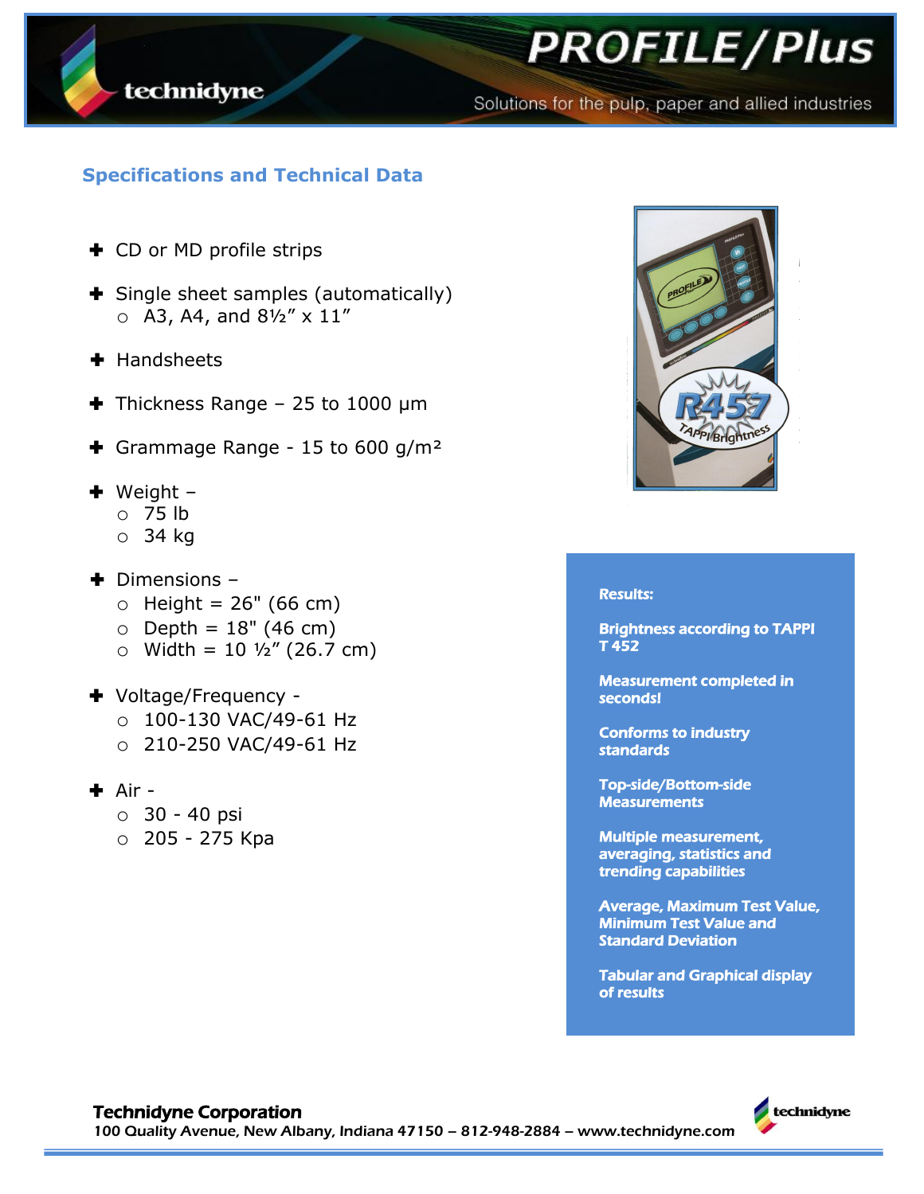# PROFILE/Plus

Solutions for the pulp, paper and allied industries

## Specifications and Technical Data

- CD or MD profile strips
- Single sheet samples (automatically)
  - A3, A4, and 8½" x 11"
- Handsheets
- Thickness Range – 25 to 1000 µm
- Grammage Range - 15 to 600 g/m²
- Weight –
  - 75 lb
  - 34 kg
- Dimensions –
  - Height = 26" (66 cm)
  - Depth = 18" (46 cm)
  - Width = 10 ½" (26.7 cm)
- Voltage/Frequency -
  - 100-130 VAC/49-61 Hz
  - 210-250 VAC/49-61 Hz
- Air -
  - 30 - 40 psi
  - 205 - 275 Kpa

**Results:**

**Brightness according to TAPPI T 452**

**Measurement completed in seconds!**

**Conforms to industry standards**

**Top-side/Bottom-side Measurements**

**Multiple measurement, averaging, statistics and trending capabilities**

**Average, Maximum Test Value, Minimum Test Value and Standard Deviation**

**Tabular and Graphical display of results**

**Technidyne Corporation**
100 Quality Avenue, New Albany, Indiana 47150 – 812-948-2884 – www.technidyne.com